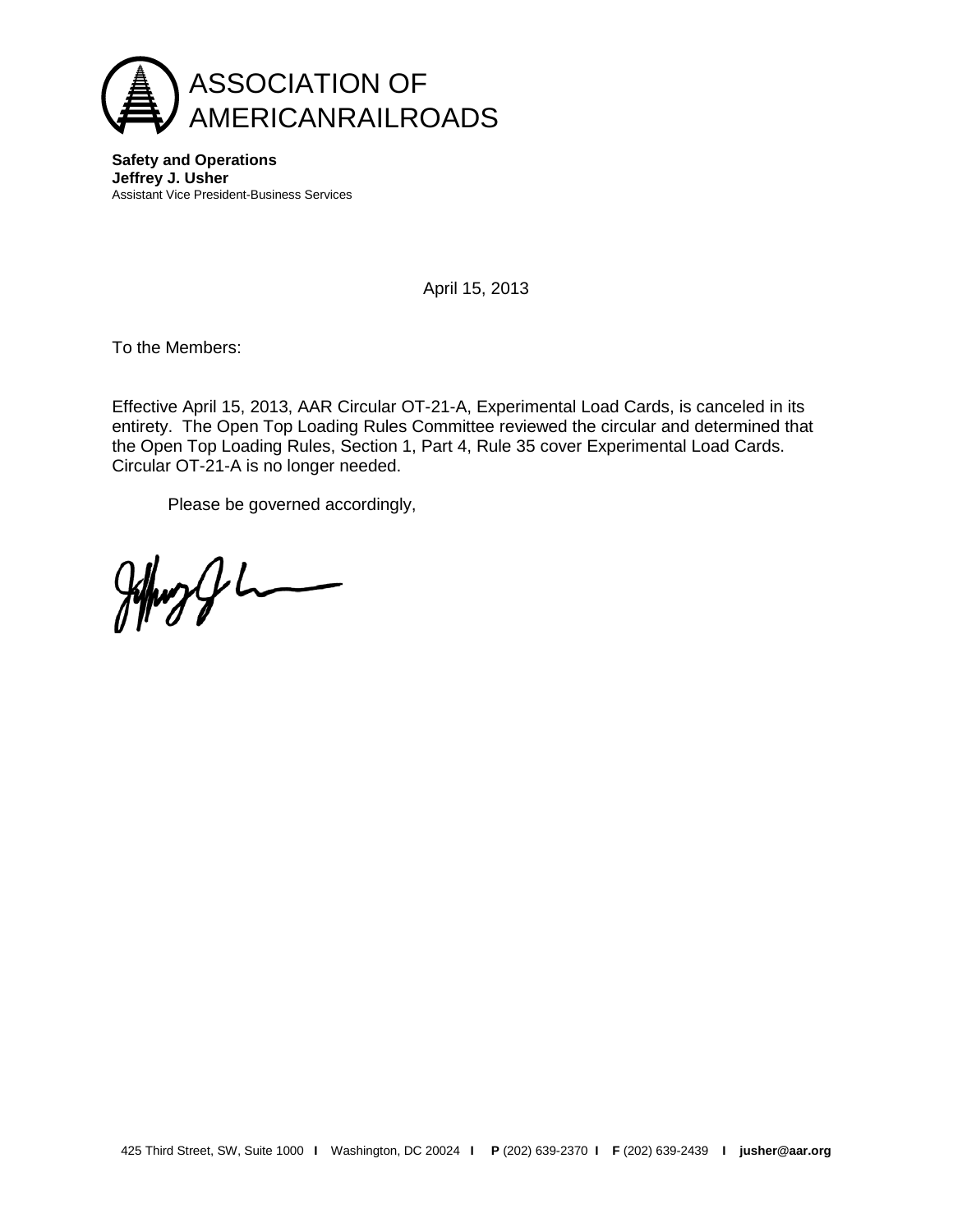# ASSOCIATION OF AMERICANRAILROADS

**Safety and Operations**
**Jeffrey J. Usher**
Assistant Vice President-Business Services

April 15, 2013

To the Members:

Effective April 15, 2013, AAR Circular OT-21-A, Experimental Load Cards, is canceled in its entirety. The Open Top Loading Rules Committee reviewed the circular and determined that the Open Top Loading Rules, Section 1, Part 4, Rule 35 cover Experimental Load Cards. Circular OT-21-A is no longer needed.

Please be governed accordingly,

425 Third Street, SW, Suite 1000 **I** Washington, DC 20024 **I** **P** (202) 639-2370 **I** **F** (202) 639-2439 **I** **jusher@aar.org**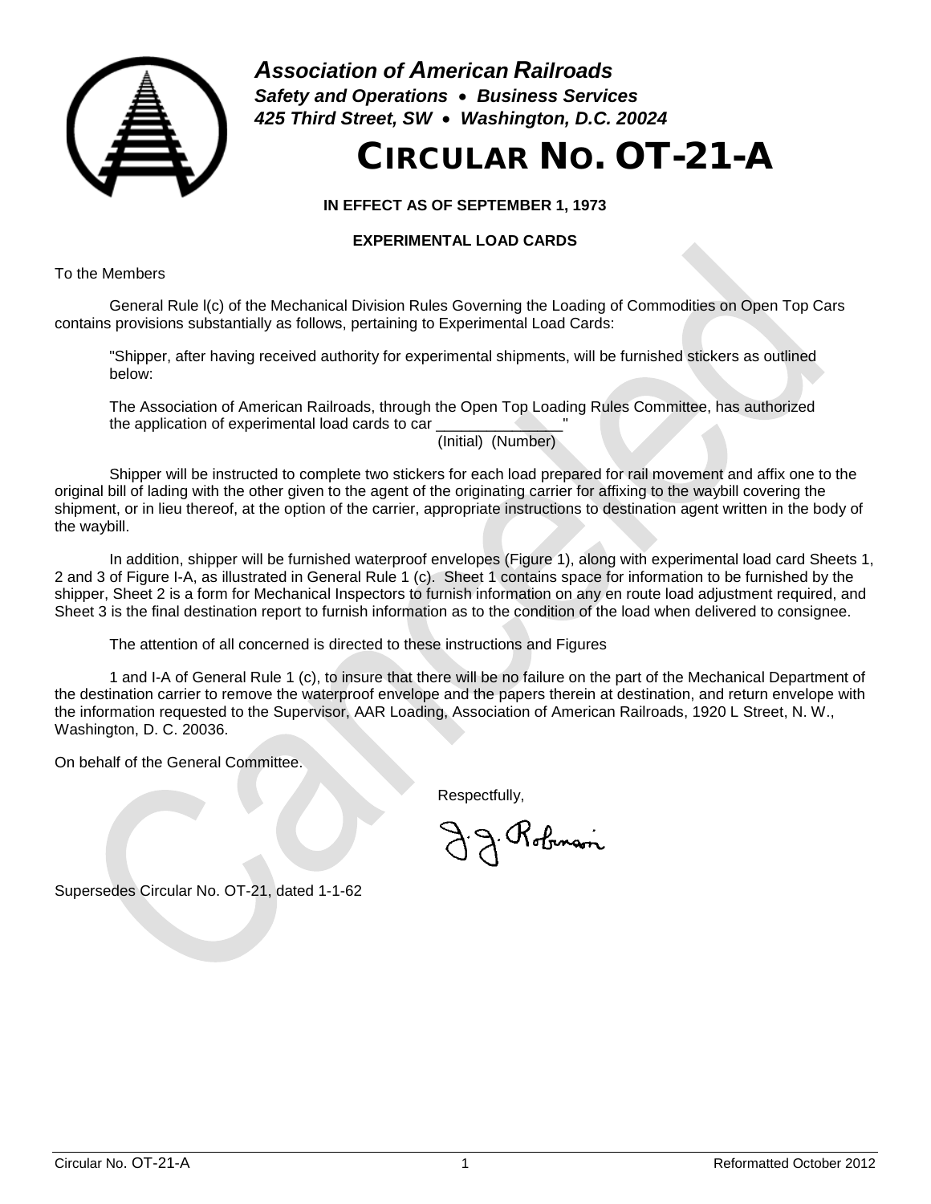# *Association of American Railroads*

***Safety and Operations • Business Services***

***425 Third Street, SW • Washington, D.C. 20024***

# CIRCULAR NO. OT-21-A

**IN EFFECT AS OF SEPTEMBER 1, 1973**

**EXPERIMENTAL LOAD CARDS**

To the Members

General Rule l(c) of the Mechanical Division Rules Governing the Loading of Commodities on Open Top Cars contains provisions substantially as follows, pertaining to Experimental Load Cards:

> "Shipper, after having received authority for experimental shipments, will be furnished stickers as outlined below:
>
> The Association of American Railroads, through the Open Top Loading Rules Committee, has authorized the application of experimental load cards to car _______________"
> (Initial) (Number)

Shipper will be instructed to complete two stickers for each load prepared for rail movement and affix one to the original bill of lading with the other given to the agent of the originating carrier for affixing to the waybill covering the shipment, or in lieu thereof, at the option of the carrier, appropriate instructions to destination agent written in the body of the waybill.

In addition, shipper will be furnished waterproof envelopes (Figure 1), along with experimental load card Sheets 1, 2 and 3 of Figure I-A, as illustrated in General Rule 1 (c). Sheet 1 contains space for information to be furnished by the shipper, Sheet 2 is a form for Mechanical Inspectors to furnish information on any en route load adjustment required, and Sheet 3 is the final destination report to furnish information as to the condition of the load when delivered to consignee.

The attention of all concerned is directed to these instructions and Figures

1 and I-A of General Rule 1 (c), to insure that there will be no failure on the part of the Mechanical Department of the destination carrier to remove the waterproof envelope and the papers therein at destination, and return envelope with the information requested to the Supervisor, AAR Loading, Association of American Railroads, 1920 L Street, N. W., Washington, D. C. 20036.

On behalf of the General Committee.

Respectfully,

J. J. Robinson

Supersedes Circular No. OT-21, dated 1-1-62